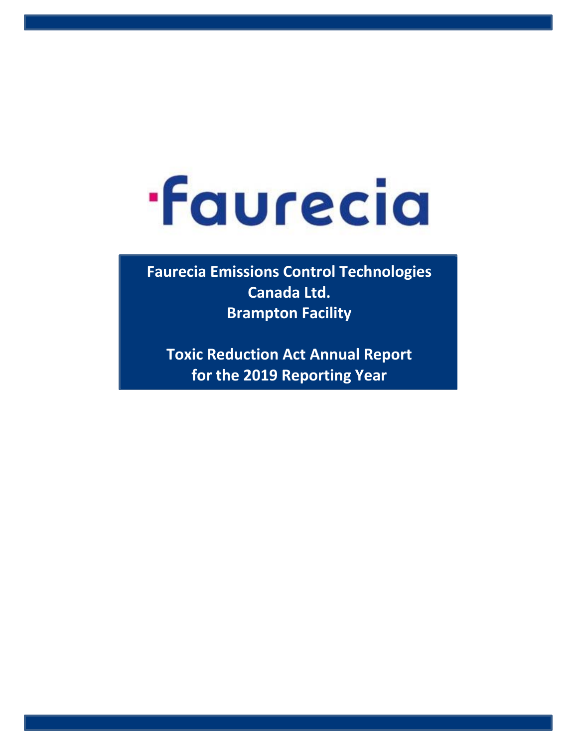faurecia

**Faurecia Emissions Control Technologies Canada Ltd.**
**Brampton Facility**

# Toxic Reduction Act Annual Report for the 2019 Reporting Year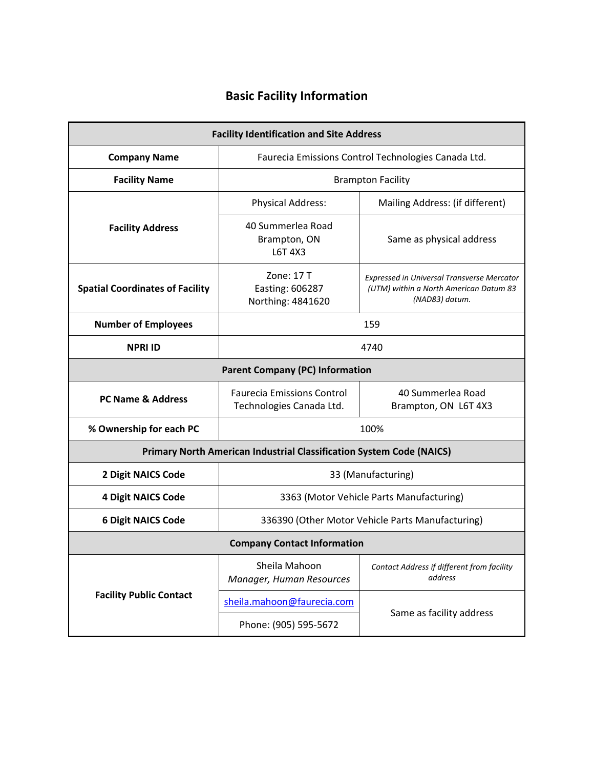# Basic Facility Information

| Facility Identification and Site Address | | |
|---|---|---|
| **Company Name** | Faurecia Emissions Control Technologies Canada Ltd. | |
| **Facility Name** | Brampton Facility | |
| **Facility Address** | Physical Address: | Mailing Address: (if different) |
| | 40 Summerlea Road<br>Brampton, ON<br>L6T 4X3 | Same as physical address |
| **Spatial Coordinates of Facility** | Zone: 17 T<br>Easting: 606287<br>Northing: 4841620 | *Expressed in Universal Transverse Mercator (UTM) within a North American Datum 83 (NAD83) datum.* |
| **Number of Employees** | 159 | |
| **NPRI ID** | 4740 | |
| **Parent Company (PC) Information** | | |
| **PC Name & Address** | Faurecia Emissions Control Technologies Canada Ltd. | 40 Summerlea Road<br>Brampton, ON L6T 4X3 |
| **% Ownership for each PC** | 100% | |
| **Primary North American Industrial Classification System Code (NAICS)** | | |
| **2 Digit NAICS Code** | 33 (Manufacturing) | |
| **4 Digit NAICS Code** | 3363 (Motor Vehicle Parts Manufacturing) | |
| **6 Digit NAICS Code** | 336390 (Other Motor Vehicle Parts Manufacturing) | |
| **Company Contact Information** | | |
| **Facility Public Contact** | Sheila Mahoon<br>*Manager, Human Resources* | *Contact Address if different from facility address* |
| | sheila.mahoon@faurecia.com | Same as facility address |
| | Phone: (905) 595-5672 | |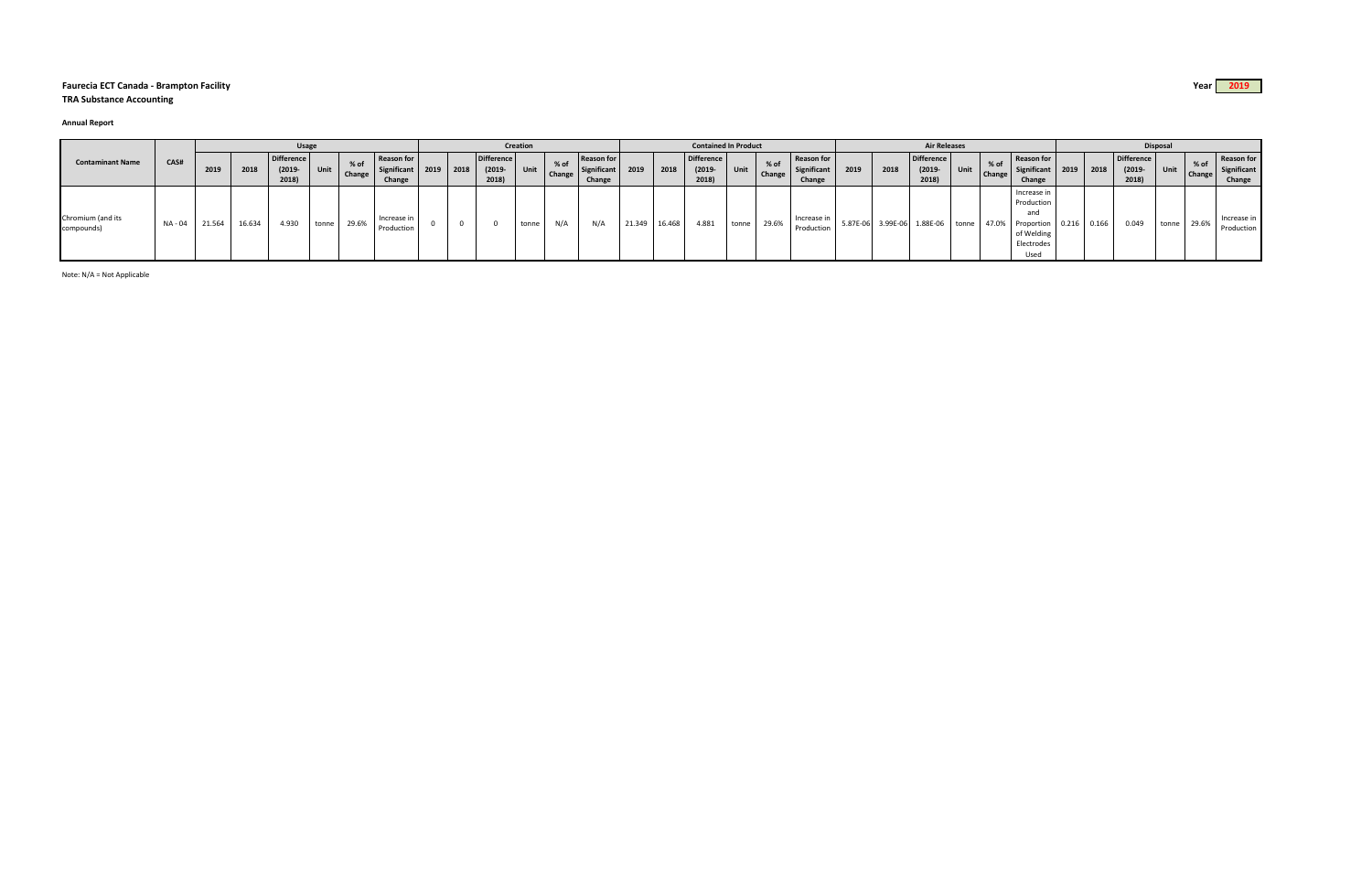**Faurecia ECT Canada - Brampton Facility**

**TRA Substance Accounting**

Year **2019**

**Annual Report**

| Contaminant Name | CAS# | Usage | | | | | | Creation | | | | | | Contained In Product | | | | | | Air Releases | | | | | | Disposal | | | | | |
|---|---|---|---|---|---|---|---|---|---|---|---|---|---|---|---|---|---|---|---|---|---|---|---|---|---|---|---|---|---|---|---|
| | | 2019 | 2018 | Difference (2019-2018) | Unit | % of Change | Reason for Significant Change | 2019 | 2018 | Difference (2019-2018) | Unit | % of Change | Reason for Significant Change | 2019 | 2018 | Difference (2019-2018) | Unit | % of Change | Reason for Significant Change | 2019 | 2018 | Difference (2019-2018) | Unit | % of Change | Reason for Significant Change | 2019 | 2018 | Difference (2019-2018) | Unit | % of Change | Reason for Significant Change |
| Chromium (and its compounds) | NA - 04 | 21.564 | 16.634 | 4.930 | tonne | 29.6% | Increase in Production | 0 | 0 | 0 | tonne | N/A | N/A | 21.349 | 16.468 | 4.881 | tonne | 29.6% | Increase in Production | 5.87E-06 | 3.99E-06 | 1.88E-06 | tonne | 47.0% | Increase in Production and Proportion of Welding Electrodes Used | 0.216 | 0.166 | 0.049 | tonne | 29.6% | Increase in Production |

Note: N/A = Not Applicable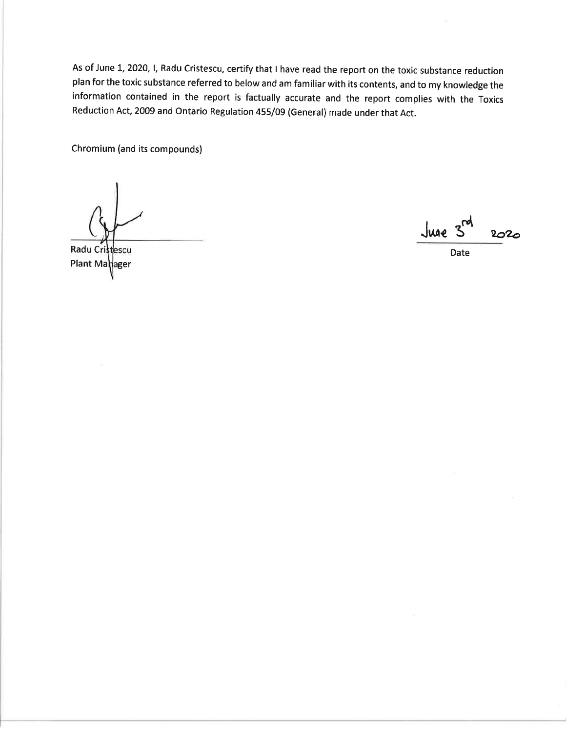As of June 1, 2020, I, Radu Cristescu, certify that I have read the report on the toxic substance reduction plan for the toxic substance referred to below and am familiar with its contents, and to my knowledge the information contained in the report is factually accurate and the report complies with the Toxics Reduction Act, 2009 and Ontario Regulation 455/09 (General) made under that Act.

Chromium (and its compounds)

Radu Cristescu
Plant Manager

June 3rd 2020
Date